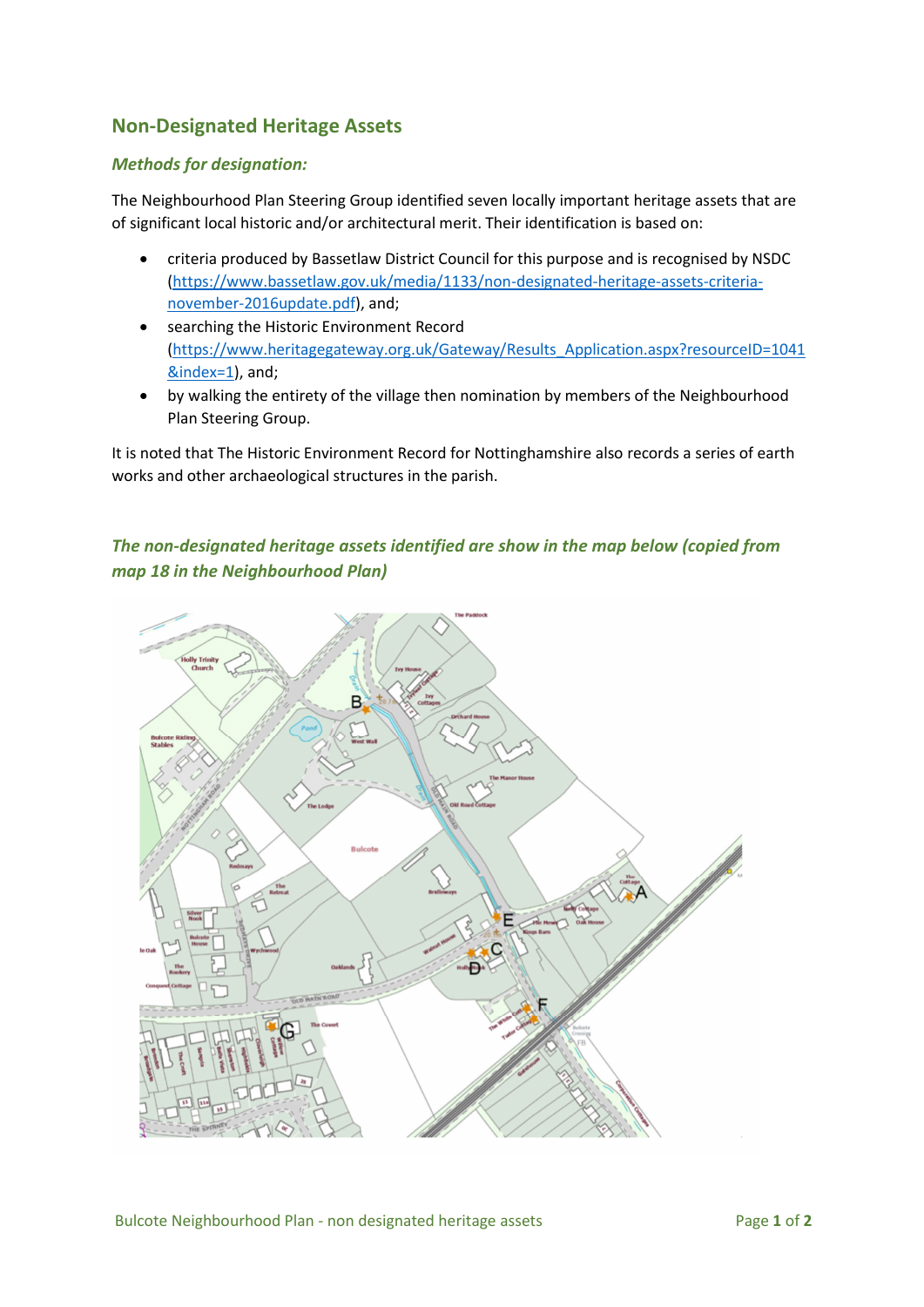## Non-Designated Heritage Assets

### *Methods for designation:*

The Neighbourhood Plan Steering Group identified seven locally important heritage assets that are of significant local historic and/or architectural merit. Their identification is based on:

- criteria produced by Bassetlaw District Council for this purpose and is recognised by NSDC (https://www.bassetlaw.gov.uk/media/1133/non-designated-heritage-assets-criteria-november-2016update.pdf), and;
- searching the Historic Environment Record (https://www.heritagegateway.org.uk/Gateway/Results_Application.aspx?resourceID=1041&index=1), and;
- by walking the entirety of the village then nomination by members of the Neighbourhood Plan Steering Group.

It is noted that The Historic Environment Record for Nottinghamshire also records a series of earth works and other archaeological structures in the parish.

### *The non-designated heritage assets identified are show in the map below (copied from map 18 in the Neighbourhood Plan)*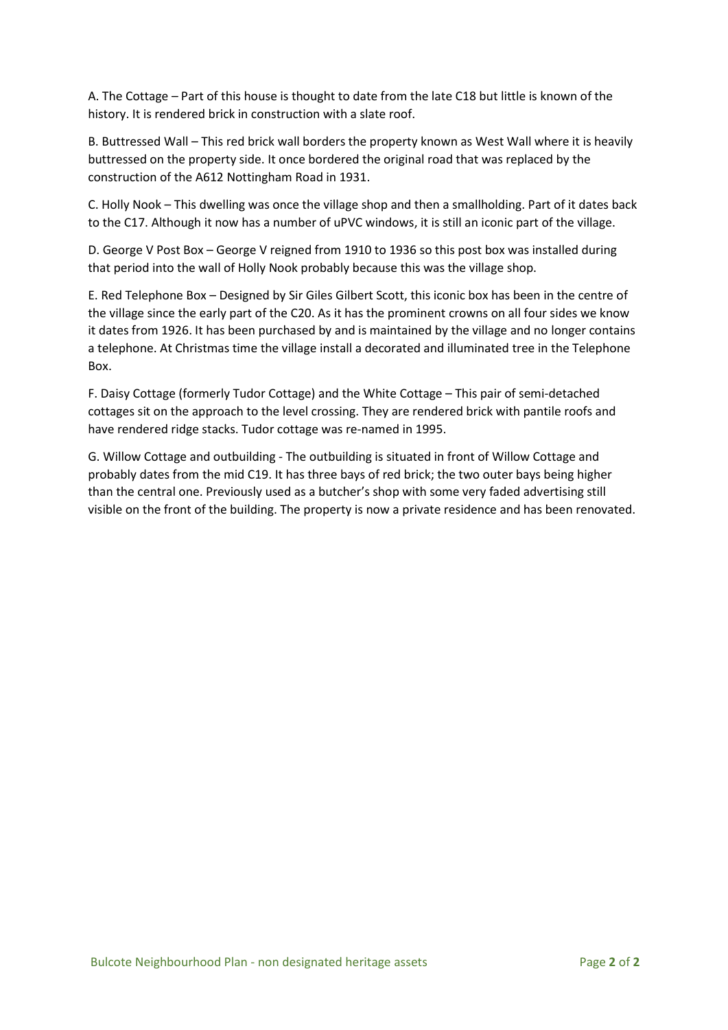A. The Cottage – Part of this house is thought to date from the late C18 but little is known of the history. It is rendered brick in construction with a slate roof.

B. Buttressed Wall – This red brick wall borders the property known as West Wall where it is heavily buttressed on the property side. It once bordered the original road that was replaced by the construction of the A612 Nottingham Road in 1931.

C. Holly Nook – This dwelling was once the village shop and then a smallholding. Part of it dates back to the C17. Although it now has a number of uPVC windows, it is still an iconic part of the village.

D. George V Post Box – George V reigned from 1910 to 1936 so this post box was installed during that period into the wall of Holly Nook probably because this was the village shop.

E. Red Telephone Box – Designed by Sir Giles Gilbert Scott, this iconic box has been in the centre of the village since the early part of the C20. As it has the prominent crowns on all four sides we know it dates from 1926. It has been purchased by and is maintained by the village and no longer contains a telephone. At Christmas time the village install a decorated and illuminated tree in the Telephone Box.

F. Daisy Cottage (formerly Tudor Cottage) and the White Cottage – This pair of semi-detached cottages sit on the approach to the level crossing. They are rendered brick with pantile roofs and have rendered ridge stacks. Tudor cottage was re-named in 1995.

G. Willow Cottage and outbuilding - The outbuilding is situated in front of Willow Cottage and probably dates from the mid C19. It has three bays of red brick; the two outer bays being higher than the central one. Previously used as a butcher's shop with some very faded advertising still visible on the front of the building. The property is now a private residence and has been renovated.